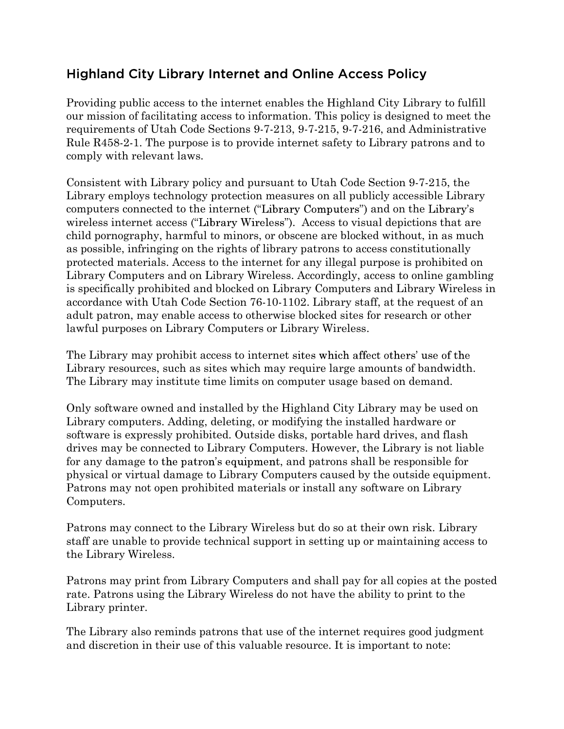## Highland City Library Internet and Online Access Policy

Providing public access to the internet enables the Highland City Library to fulfill our mission of facilitating access to information. This policy is designed to meet the requirements of Utah Code Sections 9-7-213, 9-7-215, 9-7-216, and Administrative Rule R458-2-1. The purpose is to provide internet safety to Library patrons and to comply with relevant laws.

Consistent with Library policy and pursuant to Utah Code Section 9-7-215, the Library employs technology protection measures on all publicly accessible Library computers connected to the internet ("Library Computers") and on the Library's wireless internet access ("Library Wireless"). Access to visual depictions that are child pornography, harmful to minors, or obscene are blocked without, in as much as possible, infringing on the rights of library patrons to access constitutionally protected materials. Access to the internet for any illegal purpose is prohibited on Library Computers and on Library Wireless. Accordingly, access to online gambling is specifically prohibited and blocked on Library Computers and Library Wireless in accordance with Utah Code Section 76-10-1102. Library staff, at the request of an adult patron, may enable access to otherwise blocked sites for research or other lawful purposes on Library Computers or Library Wireless.

The Library may prohibit access to internet sites which affect others' use of the Library resources, such as sites which may require large amounts of bandwidth. The Library may institute time limits on computer usage based on demand.

Only software owned and installed by the Highland City Library may be used on Library computers. Adding, deleting, or modifying the installed hardware or software is expressly prohibited. Outside disks, portable hard drives, and flash drives may be connected to Library Computers. However, the Library is not liable for any damage to the patron's equipment, and patrons shall be responsible for physical or virtual damage to Library Computers caused by the outside equipment. Patrons may not open prohibited materials or install any software on Library Computers.

Patrons may connect to the Library Wireless but do so at their own risk. Library staff are unable to provide technical support in setting up or maintaining access to the Library Wireless.

Patrons may print from Library Computers and shall pay for all copies at the posted rate. Patrons using the Library Wireless do not have the ability to print to the Library printer.

The Library also reminds patrons that use of the internet requires good judgment and discretion in their use of this valuable resource. It is important to note: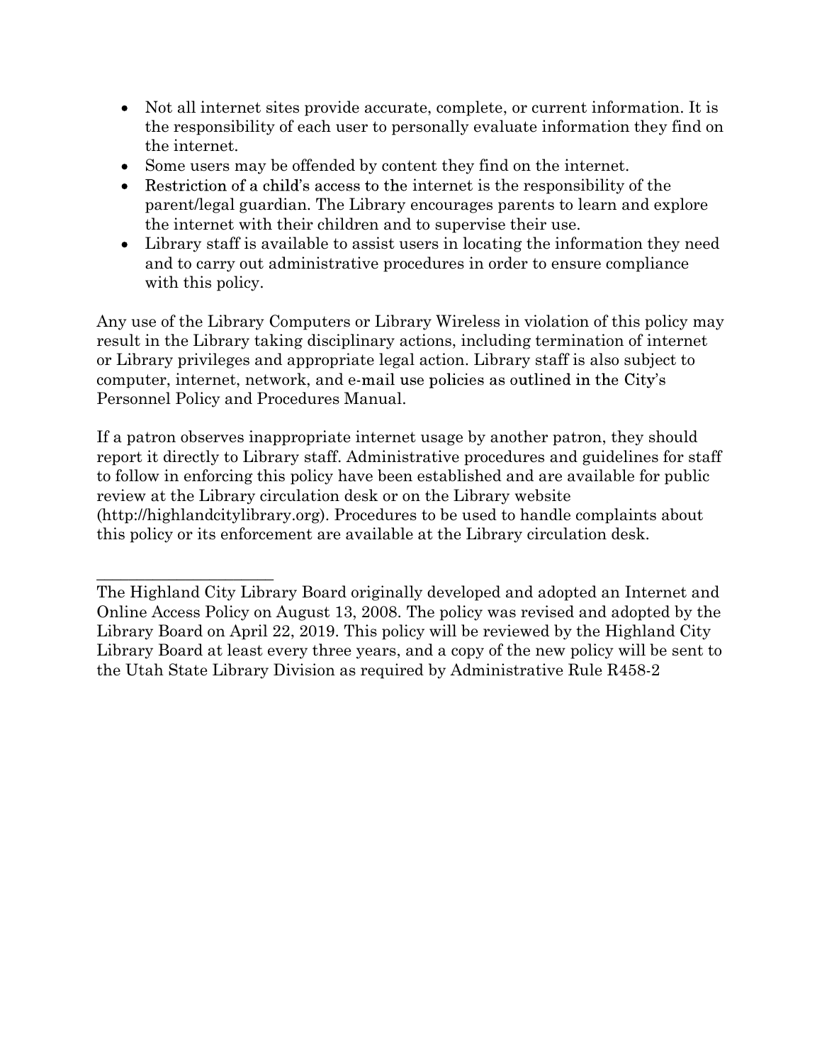- Not all internet sites provide accurate, complete, or current information. It is the responsibility of each user to personally evaluate information they find on the internet.
- Some users may be offended by content they find on the internet.
- Restriction of a child's access to the internet is the responsibility of the parent/legal guardian. The Library encourages parents to learn and explore the internet with their children and to supervise their use.
- Library staff is available to assist users in locating the information they need and to carry out administrative procedures in order to ensure compliance with this policy.

Any use of the Library Computers or Library Wireless in violation of this policy may result in the Library taking disciplinary actions, including termination of internet or Library privileges and appropriate legal action. Library staff is also subject to computer, internet, network, and e-mail use policies as outlined in the City's Personnel Policy and Procedures Manual.

If a patron observes inappropriate internet usage by another patron, they should report it directly to Library staff. Administrative procedures and guidelines for staff to follow in enforcing this policy have been established and are available for public review at the Library circulation desk or on the Library website (http://highlandcitylibrary.org). Procedures to be used to handle complaints about this policy or its enforcement are available at the Library circulation desk.

---

The Highland City Library Board originally developed and adopted an Internet and Online Access Policy on August 13, 2008. The policy was revised and adopted by the Library Board on April 22, 2019. This policy will be reviewed by the Highland City Library Board at least every three years, and a copy of the new policy will be sent to the Utah State Library Division as required by Administrative Rule R458-2